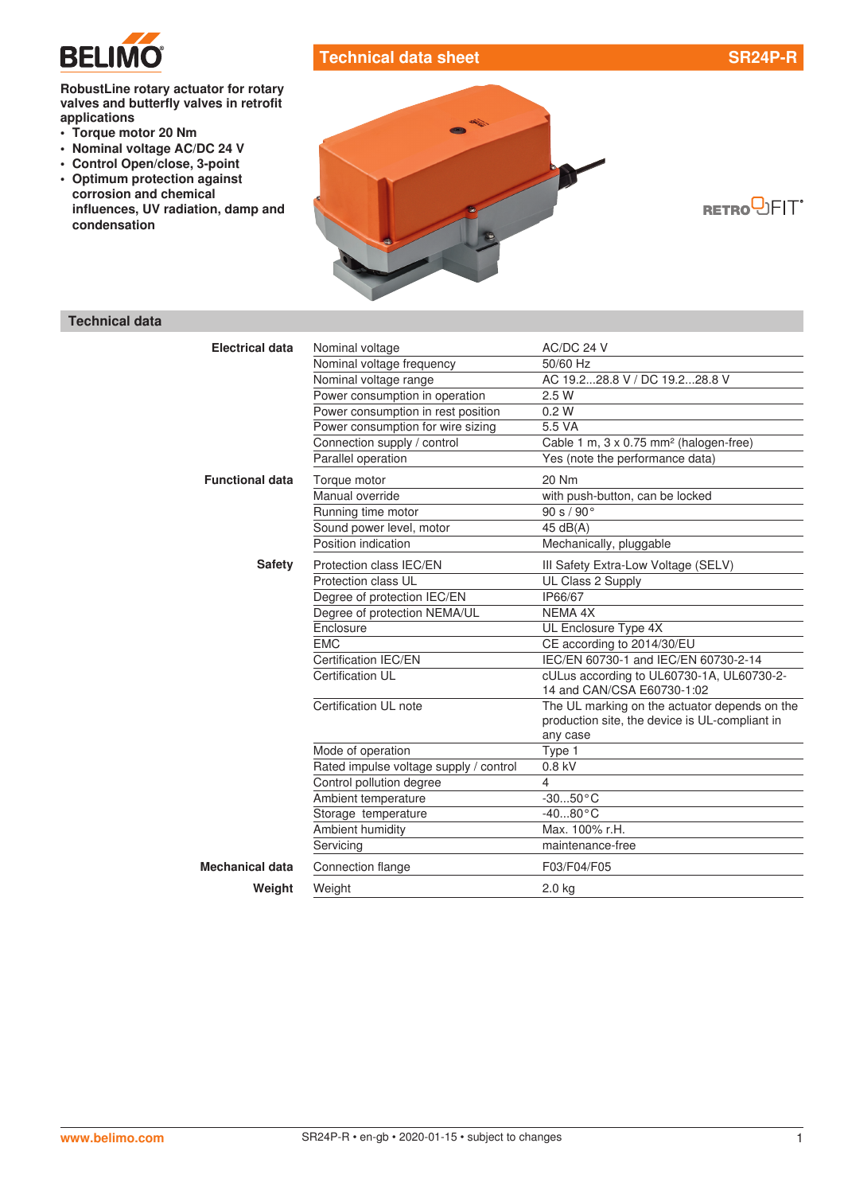# Technical data sheet SR24P-R

**RobustLine rotary actuator for rotary valves and butterfly valves in retrofit applications**

- **Torque motor 20 Nm**
- **Nominal voltage AC/DC 24 V**
- **Control Open/close, 3-point**
- **Optimum protection against corrosion and chemical influences, UV radiation, damp and condensation**

RETROFIT

## Technical data

| | | |
|---|---|---|
| **Electrical data** | Nominal voltage | AC/DC 24 V |
| | Nominal voltage frequency | 50/60 Hz |
| | Nominal voltage range | AC 19.2...28.8 V / DC 19.2...28.8 V |
| | Power consumption in operation | 2.5 W |
| | Power consumption in rest position | 0.2 W |
| | Power consumption for wire sizing | 5.5 VA |
| | Connection supply / control | Cable 1 m, 3 x 0.75 mm² (halogen-free) |
| | Parallel operation | Yes (note the performance data) |
| **Functional data** | Torque motor | 20 Nm |
| | Manual override | with push-button, can be locked |
| | Running time motor | 90 s / 90° |
| | Sound power level, motor | 45 dB(A) |
| | Position indication | Mechanically, pluggable |
| **Safety** | Protection class IEC/EN | III Safety Extra-Low Voltage (SELV) |
| | Protection class UL | UL Class 2 Supply |
| | Degree of protection IEC/EN | IP66/67 |
| | Degree of protection NEMA/UL | NEMA 4X |
| | Enclosure | UL Enclosure Type 4X |
| | EMC | CE according to 2014/30/EU |
| | Certification IEC/EN | IEC/EN 60730-1 and IEC/EN 60730-2-14 |
| | Certification UL | cULus according to UL60730-1A, UL60730-2-14 and CAN/CSA E60730-1:02 |
| | Certification UL note | The UL marking on the actuator depends on the production site, the device is UL-compliant in any case |
| | Mode of operation | Type 1 |
| | Rated impulse voltage supply / control | 0.8 kV |
| | Control pollution degree | 4 |
| | Ambient temperature | -30...50°C |
| | Storage temperature | -40...80°C |
| | Ambient humidity | Max. 100% r.H. |
| | Servicing | maintenance-free |
| **Mechanical data** | Connection flange | F03/F04/F05 |
| **Weight** | Weight | 2.0 kg |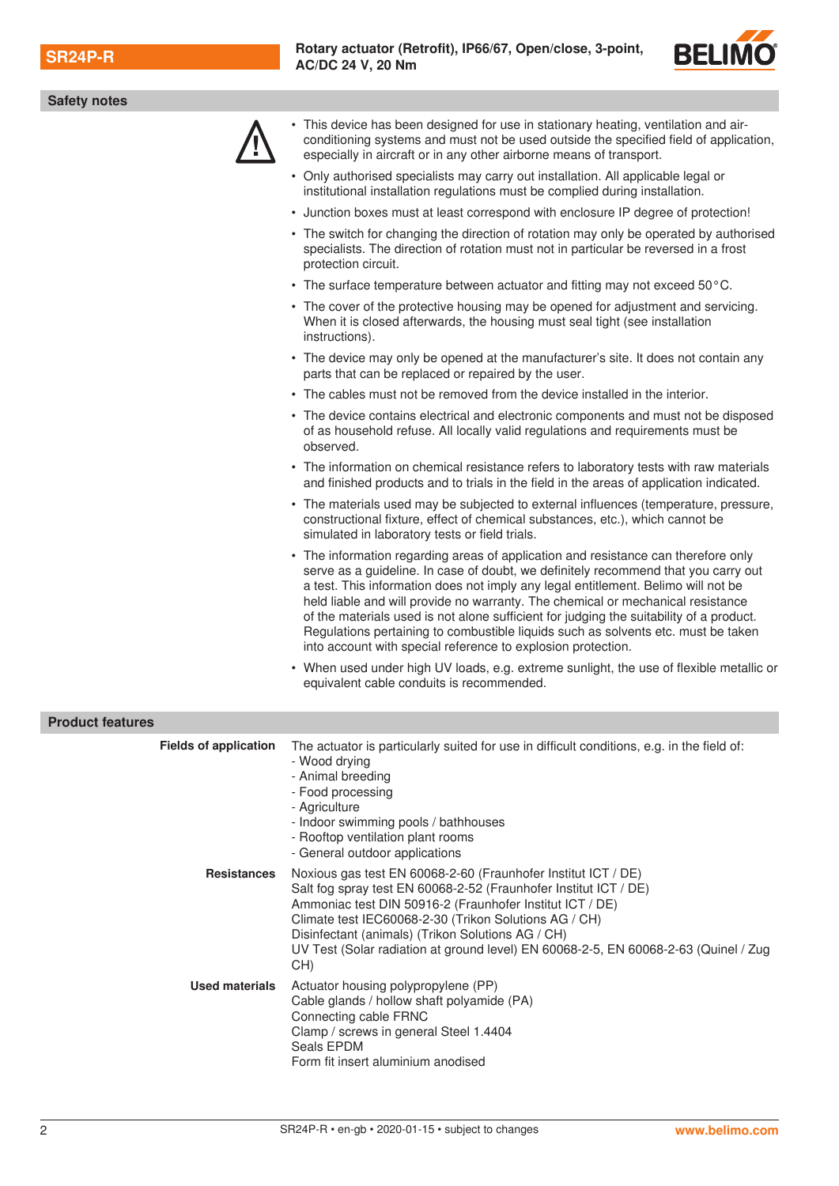## Safety notes

- This device has been designed for use in stationary heating, ventilation and air-conditioning systems and must not be used outside the specified field of application, especially in aircraft or in any other airborne means of transport.
- Only authorised specialists may carry out installation. All applicable legal or institutional installation regulations must be complied during installation.
- Junction boxes must at least correspond with enclosure IP degree of protection!
- The switch for changing the direction of rotation may only be operated by authorised specialists. The direction of rotation must not in particular be reversed in a frost protection circuit.
- The surface temperature between actuator and fitting may not exceed 50°C.
- The cover of the protective housing may be opened for adjustment and servicing. When it is closed afterwards, the housing must seal tight (see installation instructions).
- The device may only be opened at the manufacturer's site. It does not contain any parts that can be replaced or repaired by the user.
- The cables must not be removed from the device installed in the interior.
- The device contains electrical and electronic components and must not be disposed of as household refuse. All locally valid regulations and requirements must be observed.
- The information on chemical resistance refers to laboratory tests with raw materials and finished products and to trials in the field in the areas of application indicated.
- The materials used may be subjected to external influences (temperature, pressure, constructional fixture, effect of chemical substances, etc.), which cannot be simulated in laboratory tests or field trials.
- The information regarding areas of application and resistance can therefore only serve as a guideline. In case of doubt, we definitely recommend that you carry out a test. This information does not imply any legal entitlement. Belimo will not be held liable and will provide no warranty. The chemical or mechanical resistance of the materials used is not alone sufficient for judging the suitability of a product. Regulations pertaining to combustible liquids such as solvents etc. must be taken into account with special reference to explosion protection.
- When used under high UV loads, e.g. extreme sunlight, the use of flexible metallic or equivalent cable conduits is recommended.

## Product features

**Fields of application**

The actuator is particularly suited for use in difficult conditions, e.g. in the field of:
- Wood drying
- Animal breeding
- Food processing
- Agriculture
- Indoor swimming pools / bathhouses
- Rooftop ventilation plant rooms
- General outdoor applications

**Resistances**

Noxious gas test EN 60068-2-60 (Fraunhofer Institut ICT / DE)
Salt fog spray test EN 60068-2-52 (Fraunhofer Institut ICT / DE)
Ammoniac test DIN 50916-2 (Fraunhofer Institut ICT / DE)
Climate test IEC60068-2-30 (Trikon Solutions AG / CH)
Disinfectant (animals) (Trikon Solutions AG / CH)
UV Test (Solar radiation at ground level) EN 60068-2-5, EN 60068-2-63 (Quinel / Zug CH)

**Used materials**

Actuator housing polypropylene (PP)
Cable glands / hollow shaft polyamide (PA)
Connecting cable FRNC
Clamp / screws in general Steel 1.4404
Seals EPDM
Form fit insert aluminium anodised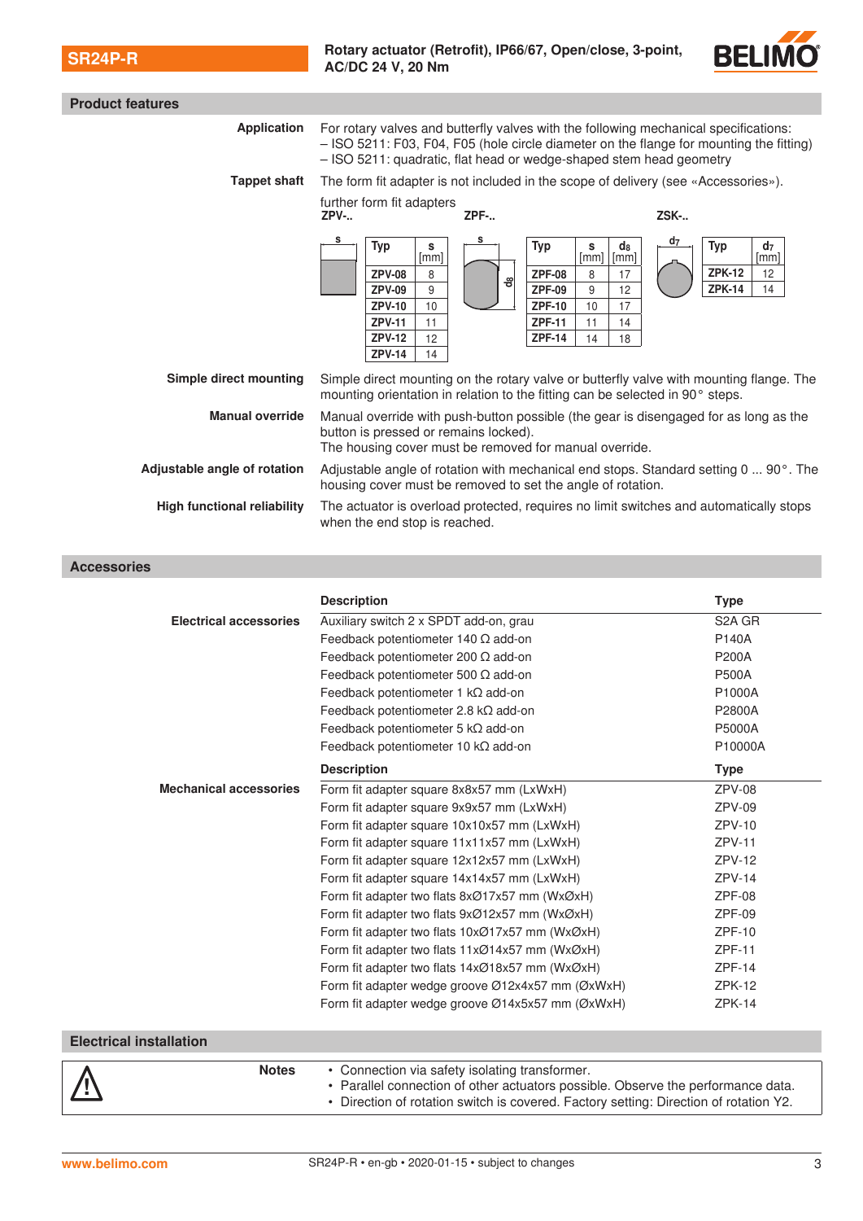SR24P-R

Rotary actuator (Retrofit), IP66/67, Open/close, 3-point, AC/DC 24 V, 20 Nm

## Product features

**Application**
For rotary valves and butterfly valves with the following mechanical specifications:
– ISO 5211: F03, F04, F05 (hole circle diameter on the flange for mounting the fitting)
– ISO 5211: quadratic, flat head or wedge-shaped stem head geometry

**Tappet shaft**
The form fit adapter is not included in the scope of delivery (see «Accessories»).

further form fit adapters

**ZPV-..**

| Typ | s [mm] |
|---|---|
| ZPV-08 | 8 |
| ZPV-09 | 9 |
| ZPV-10 | 10 |
| ZPV-11 | 11 |
| ZPV-12 | 12 |
| ZPV-14 | 14 |

**ZPF-..**

| Typ | s [mm] | $d_8$ [mm] |
|---|---|---|
| ZPF-08 | 8 | 17 |
| ZPF-09 | 9 | 12 |
| ZPF-10 | 10 | 17 |
| ZPF-11 | 11 | 14 |
| ZPF-14 | 14 | 18 |

**ZSK-..**

| Typ | $d_7$ [mm] |
|---|---|
| ZPK-12 | 12 |
| ZPK-14 | 14 |

**Simple direct mounting**
Simple direct mounting on the rotary valve or butterfly valve with mounting flange. The mounting orientation in relation to the fitting can be selected in 90° steps.

**Manual override**
Manual override with push-button possible (the gear is disengaged for as long as the button is pressed or remains locked).
The housing cover must be removed for manual override.

**Adjustable angle of rotation**
Adjustable angle of rotation with mechanical end stops. Standard setting 0 ... 90°. The housing cover must be removed to set the angle of rotation.

**High functional reliability**
The actuator is overload protected, requires no limit switches and automatically stops when the end stop is reached.

## Accessories

**Electrical accessories**

| Description | Type |
|---|---|
| Auxiliary switch 2 x SPDT add-on, grau | S2A GR |
| Feedback potentiometer 140 Ω add-on | P140A |
| Feedback potentiometer 200 Ω add-on | P200A |
| Feedback potentiometer 500 Ω add-on | P500A |
| Feedback potentiometer 1 kΩ add-on | P1000A |
| Feedback potentiometer 2.8 kΩ add-on | P2800A |
| Feedback potentiometer 5 kΩ add-on | P5000A |
| Feedback potentiometer 10 kΩ add-on | P10000A |

**Mechanical accessories**

| Description | Type |
|---|---|
| Form fit adapter square 8x8x57 mm (LxWxH) | ZPV-08 |
| Form fit adapter square 9x9x57 mm (LxWxH) | ZPV-09 |
| Form fit adapter square 10x10x57 mm (LxWxH) | ZPV-10 |
| Form fit adapter square 11x11x57 mm (LxWxH) | ZPV-11 |
| Form fit adapter square 12x12x57 mm (LxWxH) | ZPV-12 |
| Form fit adapter square 14x14x57 mm (LxWxH) | ZPV-14 |
| Form fit adapter two flats 8xØ17x57 mm (WxØxH) | ZPF-08 |
| Form fit adapter two flats 9xØ12x57 mm (WxØxH) | ZPF-09 |
| Form fit adapter two flats 10xØ17x57 mm (WxØxH) | ZPF-10 |
| Form fit adapter two flats 11xØ14x57 mm (WxØxH) | ZPF-11 |
| Form fit adapter two flats 14xØ18x57 mm (WxØxH) | ZPF-14 |
| Form fit adapter wedge groove Ø12x4x57 mm (ØxWxH) | ZPK-12 |
| Form fit adapter wedge groove Ø14x5x57 mm (ØxWxH) | ZPK-14 |

## Electrical installation

⚠ **Notes**

- Connection via safety isolating transformer.
- Parallel connection of other actuators possible. Observe the performance data.
- Direction of rotation switch is covered. Factory setting: Direction of rotation Y2.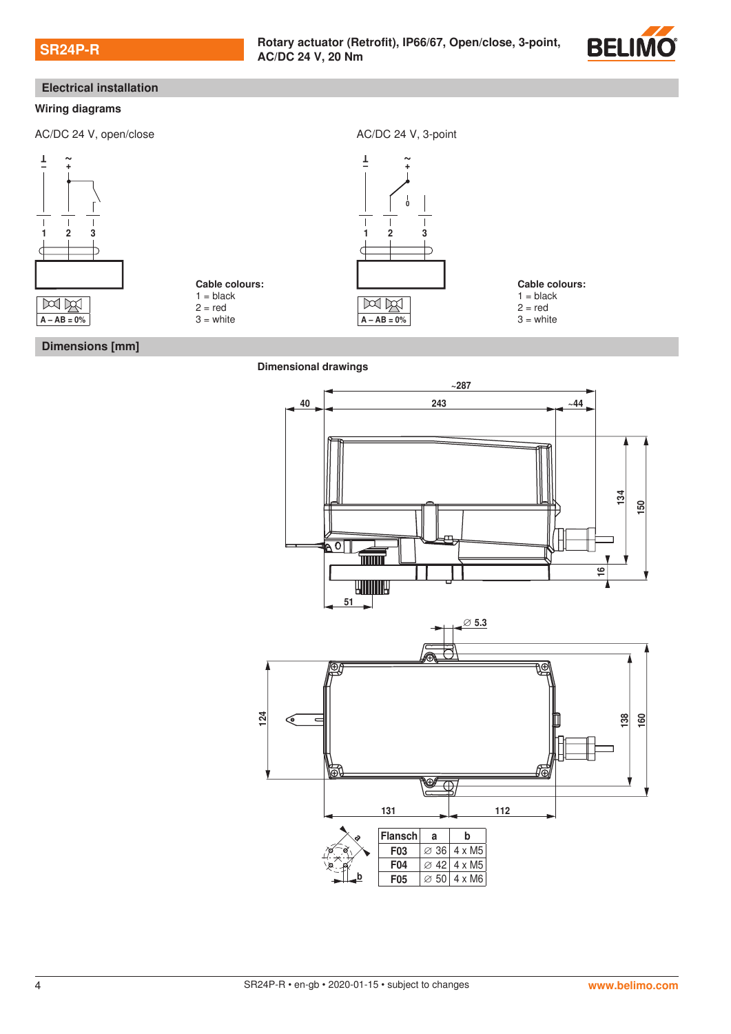## Electrical installation

### Wiring diagrams

AC/DC 24 V, open/close

Cable colours:
1 = black
2 = red
3 = white

AC/DC 24 V, 3-point

Cable colours:
1 = black
2 = red
3 = white

## Dimensions [mm]

### Dimensional drawings

| Flansch | a | b |
|---|---|---|
| F03 | ∅ 36 | 4 x M5 |
| F04 | ∅ 42 | 4 x M5 |
| F05 | ∅ 50 | 4 x M6 |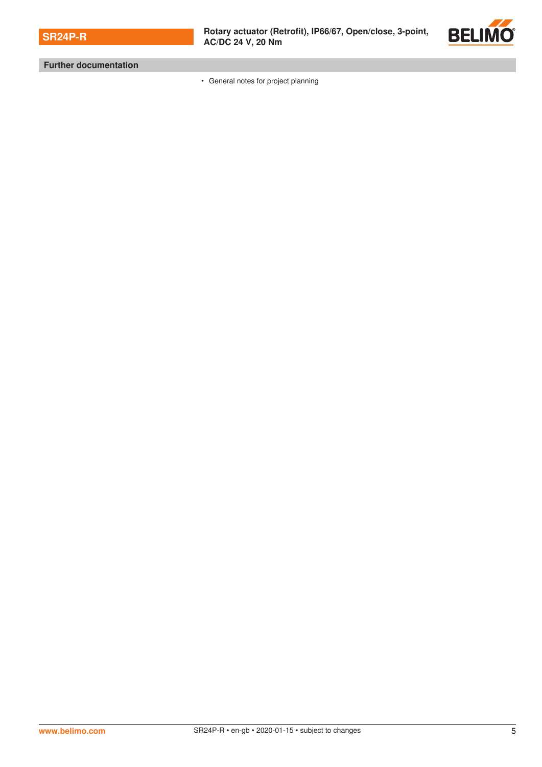## Further documentation

- General notes for project planning